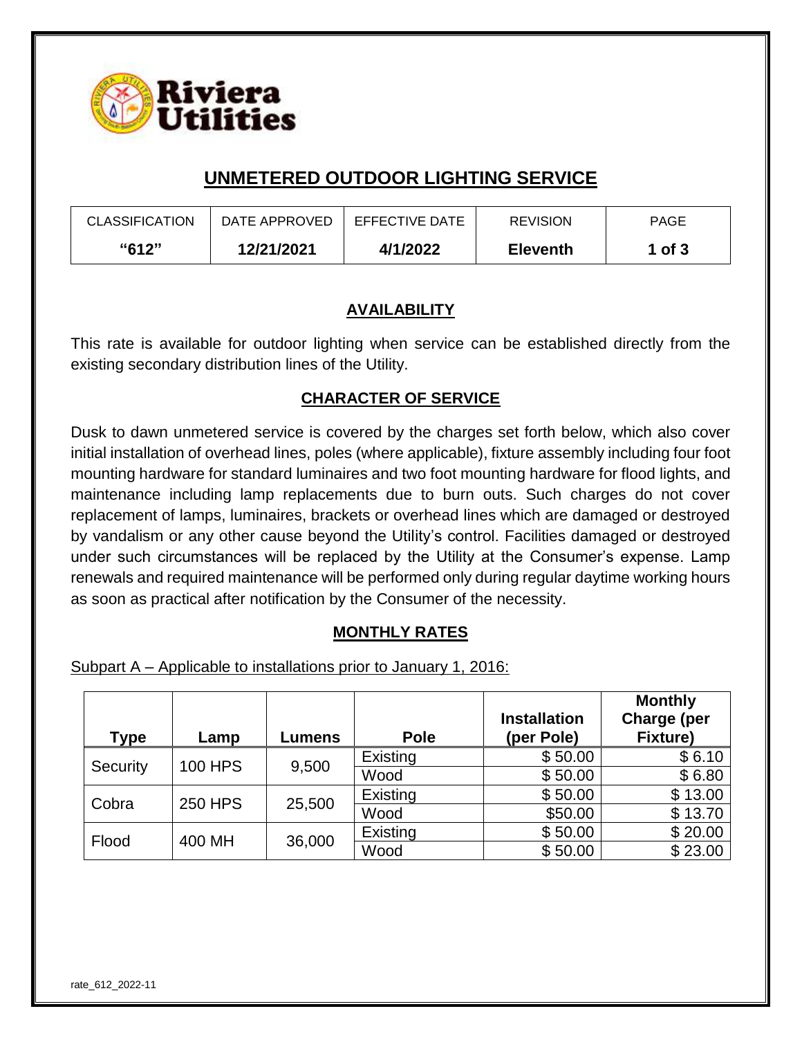Riviera Utilities

# UNMETERED OUTDOOR LIGHTING SERVICE

| CLASSIFICATION | DATE APPROVED | EFFECTIVE DATE | REVISION | PAGE |
|---|---|---|---|---|
| **"612"** | **12/21/2021** | **4/1/2022** | **Eleventh** | **1 of 3** |

## AVAILABILITY

This rate is available for outdoor lighting when service can be established directly from the existing secondary distribution lines of the Utility.

## CHARACTER OF SERVICE

Dusk to dawn unmetered service is covered by the charges set forth below, which also cover initial installation of overhead lines, poles (where applicable), fixture assembly including four foot mounting hardware for standard luminaires and two foot mounting hardware for flood lights, and maintenance including lamp replacements due to burn outs. Such charges do not cover replacement of lamps, luminaires, brackets or overhead lines which are damaged or destroyed by vandalism or any other cause beyond the Utility's control. Facilities damaged or destroyed under such circumstances will be replaced by the Utility at the Consumer's expense. Lamp renewals and required maintenance will be performed only during regular daytime working hours as soon as practical after notification by the Consumer of the necessity.

## MONTHLY RATES

Subpart A – Applicable to installations prior to January 1, 2016:

| Type | Lamp | Lumens | Pole | Installation (per Pole) | Monthly Charge (per Fixture) |
|---|---|---|---|---|---|
| Security | 100 HPS | 9,500 | Existing | $ 50.00 | $ 6.10 |
| | | | Wood | $ 50.00 | $ 6.80 |
| Cobra | 250 HPS | 25,500 | Existing | $ 50.00 | $ 13.00 |
| | | | Wood | $50.00 | $ 13.70 |
| Flood | 400 MH | 36,000 | Existing | $ 50.00 | $ 20.00 |
| | | | Wood | $ 50.00 | $ 23.00 |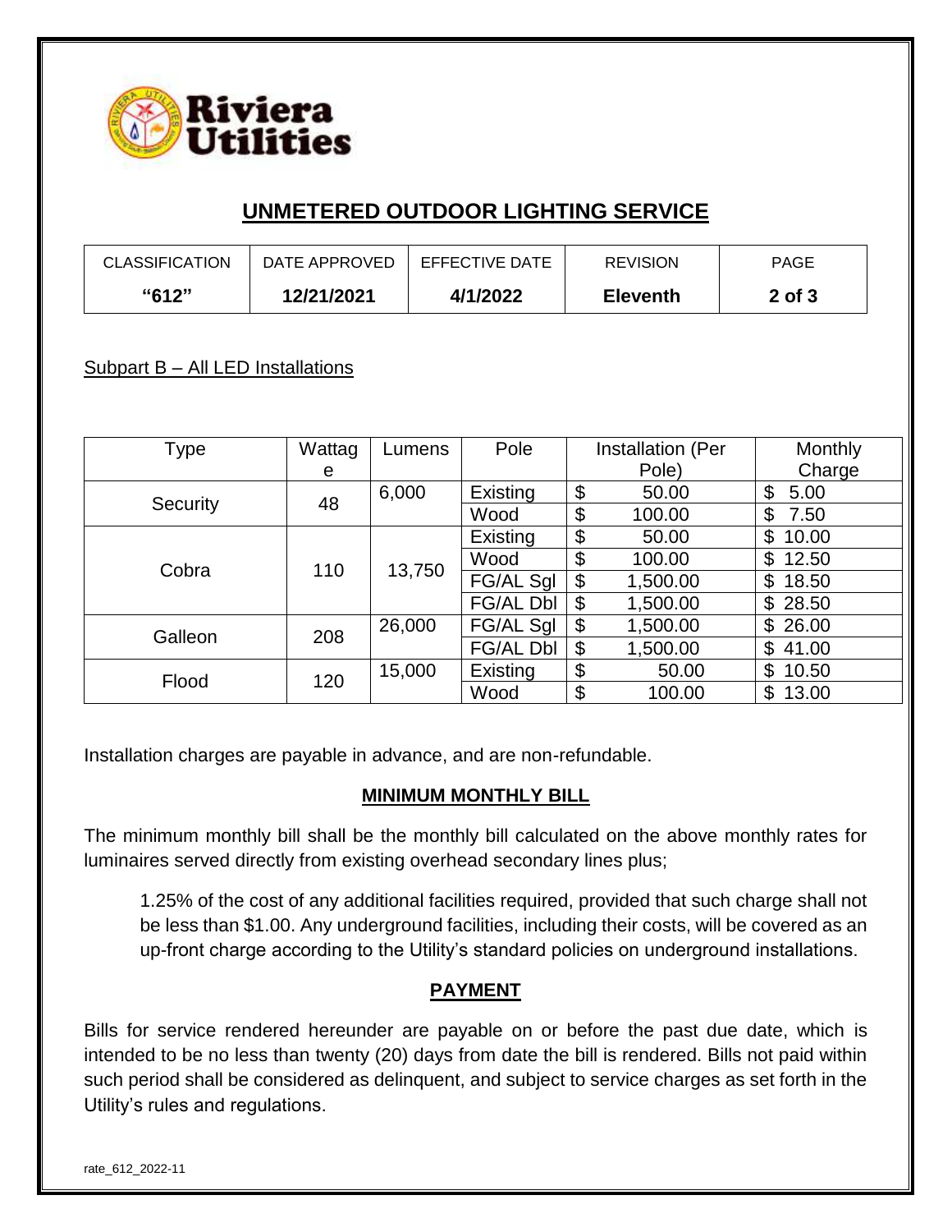## UNMETERED OUTDOOR LIGHTING SERVICE

| CLASSIFICATION | DATE APPROVED | EFFECTIVE DATE | REVISION | PAGE |
|---|---|---|---|---|
| **"612"** | **12/21/2021** | **4/1/2022** | **Eleventh** | **2 of 3** |

Subpart B – All LED Installations

| Type | Wattage | Lumens | Pole | Installation (Per Pole) | Monthly Charge |
|---|---|---|---|---|---|
| Security | 48 | 6,000 | Existing | $ 50.00 | $ 5.00 |
| | | | Wood | $ 100.00 | $ 7.50 |
| Cobra | 110 | 13,750 | Existing | $ 50.00 | $ 10.00 |
| | | | Wood | $ 100.00 | $ 12.50 |
| | | | FG/AL Sgl | $ 1,500.00 | $ 18.50 |
| | | | FG/AL Dbl | $ 1,500.00 | $ 28.50 |
| Galleon | 208 | 26,000 | FG/AL Sgl | $ 1,500.00 | $ 26.00 |
| | | | FG/AL Dbl | $ 1,500.00 | $ 41.00 |
| Flood | 120 | 15,000 | Existing | $ 50.00 | $ 10.50 |
| | | | Wood | $ 100.00 | $ 13.00 |

Installation charges are payable in advance, and are non-refundable.

### MINIMUM MONTHLY BILL

The minimum monthly bill shall be the monthly bill calculated on the above monthly rates for luminaires served directly from existing overhead secondary lines plus;

> 1.25% of the cost of any additional facilities required, provided that such charge shall not be less than $1.00. Any underground facilities, including their costs, will be covered as an up-front charge according to the Utility's standard policies on underground installations.

### PAYMENT

Bills for service rendered hereunder are payable on or before the past due date, which is intended to be no less than twenty (20) days from date the bill is rendered. Bills not paid within such period shall be considered as delinquent, and subject to service charges as set forth in the Utility's rules and regulations.

rate_612_2022-11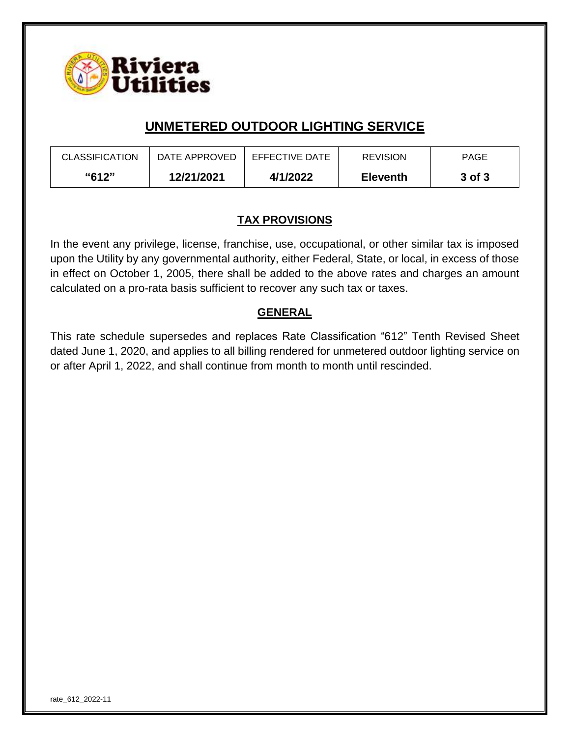# UNMETERED OUTDOOR LIGHTING SERVICE

| CLASSIFICATION | DATE APPROVED | EFFECTIVE DATE | REVISION | PAGE |
|---|---|---|---|---|
| **"612"** | **12/21/2021** | **4/1/2022** | **Eleventh** | **3 of 3** |

## TAX PROVISIONS

In the event any privilege, license, franchise, use, occupational, or other similar tax is imposed upon the Utility by any governmental authority, either Federal, State, or local, in excess of those in effect on October 1, 2005, there shall be added to the above rates and charges an amount calculated on a pro-rata basis sufficient to recover any such tax or taxes.

## GENERAL

This rate schedule supersedes and replaces Rate Classification "612" Tenth Revised Sheet dated June 1, 2020, and applies to all billing rendered for unmetered outdoor lighting service on or after April 1, 2022, and shall continue from month to month until rescinded.